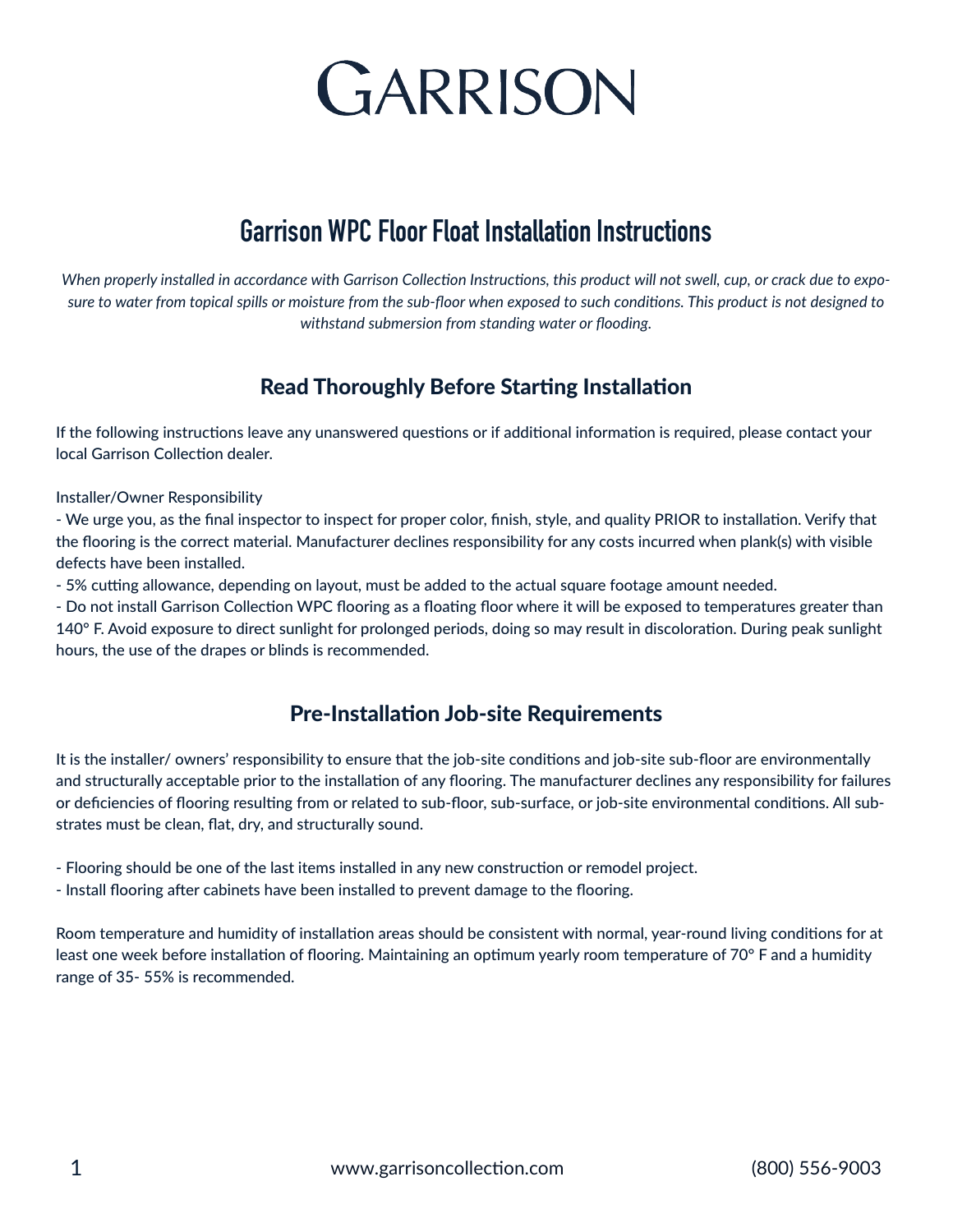# GARRISON

## Garrison WPC Floor Float Installation Instructions

*When properly installed in accordance with Garrison Collection Instructions, this product will not swell, cup, or crack due to exposure to water from topical spills or moisture from the sub-floor when exposed to such conditions. This product is not designed to withstand submersion from standing water or flooding.*

### Read Thoroughly Before Starting Installation

If the following instructions leave any unanswered questions or if additional information is required, please contact your local Garrison Collection dealer.

Installer/Owner Responsibility

- We urge you, as the final inspector to inspect for proper color, finish, style, and quality PRIOR to installation. Verify that the flooring is the correct material. Manufacturer declines responsibility for any costs incurred when plank(s) with visible defects have been installed.
- 5% cutting allowance, depending on layout, must be added to the actual square footage amount needed.
- Do not install Garrison Collection WPC flooring as a floating floor where it will be exposed to temperatures greater than 140° F. Avoid exposure to direct sunlight for prolonged periods, doing so may result in discoloration. During peak sunlight hours, the use of the drapes or blinds is recommended.

### Pre-Installation Job-site Requirements

It is the installer/ owners' responsibility to ensure that the job-site conditions and job-site sub-floor are environmentally and structurally acceptable prior to the installation of any flooring. The manufacturer declines any responsibility for failures or deficiencies of flooring resulting from or related to sub-floor, sub-surface, or job-site environmental conditions. All substrates must be clean, flat, dry, and structurally sound.

- Flooring should be one of the last items installed in any new construction or remodel project.
- Install flooring after cabinets have been installed to prevent damage to the flooring.

Room temperature and humidity of installation areas should be consistent with normal, year-round living conditions for at least one week before installation of flooring. Maintaining an optimum yearly room temperature of 70° F and a humidity range of 35- 55% is recommended.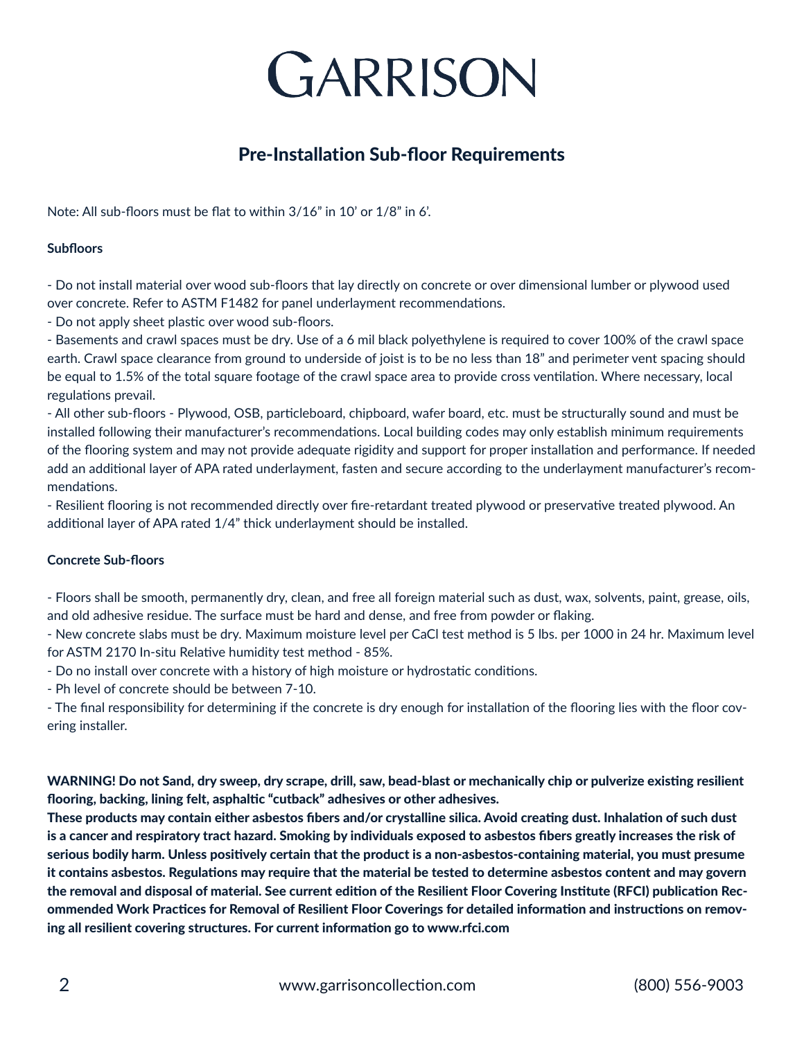# GARRISON

## Pre-Installation Sub-floor Requirements

Note: All sub-floors must be flat to within 3/16" in 10' or 1/8" in 6'.

**Subfloors**

- Do not install material over wood sub-floors that lay directly on concrete or over dimensional lumber or plywood used over concrete. Refer to ASTM F1482 for panel underlayment recommendations.
- Do not apply sheet plastic over wood sub-floors.
- Basements and crawl spaces must be dry. Use of a 6 mil black polyethylene is required to cover 100% of the crawl space earth. Crawl space clearance from ground to underside of joist is to be no less than 18" and perimeter vent spacing should be equal to 1.5% of the total square footage of the crawl space area to provide cross ventilation. Where necessary, local regulations prevail.
- All other sub-floors - Plywood, OSB, particleboard, chipboard, wafer board, etc. must be structurally sound and must be installed following their manufacturer's recommendations. Local building codes may only establish minimum requirements of the flooring system and may not provide adequate rigidity and support for proper installation and performance. If needed add an additional layer of APA rated underlayment, fasten and secure according to the underlayment manufacturer's recommendations.
- Resilient flooring is not recommended directly over fire-retardant treated plywood or preservative treated plywood. An additional layer of APA rated 1/4" thick underlayment should be installed.

**Concrete Sub-floors**

- Floors shall be smooth, permanently dry, clean, and free all foreign material such as dust, wax, solvents, paint, grease, oils, and old adhesive residue. The surface must be hard and dense, and free from powder or flaking.
- New concrete slabs must be dry. Maximum moisture level per CaCl test method is 5 lbs. per 1000 in 24 hr. Maximum level for ASTM 2170 In-situ Relative humidity test method - 85%.
- Do no install over concrete with a history of high moisture or hydrostatic conditions.
- Ph level of concrete should be between 7-10.
- The final responsibility for determining if the concrete is dry enough for installation of the flooring lies with the floor covering installer.

**WARNING! Do not Sand, dry sweep, dry scrape, drill, saw, bead-blast or mechanically chip or pulverize existing resilient flooring, backing, lining felt, asphaltic "cutback" adhesives or other adhesives.**
**These products may contain either asbestos fibers and/or crystalline silica. Avoid creating dust. Inhalation of such dust is a cancer and respiratory tract hazard. Smoking by individuals exposed to asbestos fibers greatly increases the risk of serious bodily harm. Unless positively certain that the product is a non-asbestos-containing material, you must presume it contains asbestos. Regulations may require that the material be tested to determine asbestos content and may govern the removal and disposal of material. See current edition of the Resilient Floor Covering Institute (RFCI) publication Recommended Work Practices for Removal of Resilient Floor Coverings for detailed information and instructions on removing all resilient covering structures. For current information go to www.rfci.com**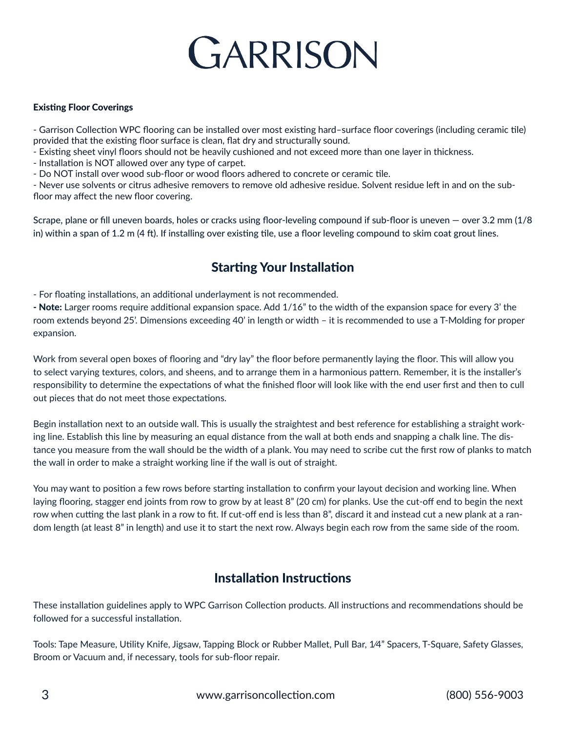# GARRISON

**Existing Floor Coverings**

- Garrison Collection WPC flooring can be installed over most existing hard–surface floor coverings (including ceramic tile) provided that the existing floor surface is clean, flat dry and structurally sound.
- Existing sheet vinyl floors should not be heavily cushioned and not exceed more than one layer in thickness.
- Installation is NOT allowed over any type of carpet.
- Do NOT install over wood sub-floor or wood floors adhered to concrete or ceramic tile.
- Never use solvents or citrus adhesive removers to remove old adhesive residue. Solvent residue left in and on the sub-floor may affect the new floor covering.

Scrape, plane or fill uneven boards, holes or cracks using floor-leveling compound if sub-floor is uneven — over 3.2 mm (1/8 in) within a span of 1.2 m (4 ft). If installing over existing tile, use a floor leveling compound to skim coat grout lines.

## Starting Your Installation

- For floating installations, an additional underlayment is not recommended.
- **Note:** Larger rooms require additional expansion space. Add 1/16" to the width of the expansion space for every 3' the room extends beyond 25'. Dimensions exceeding 40' in length or width – it is recommended to use a T-Molding for proper expansion.

Work from several open boxes of flooring and "dry lay" the floor before permanently laying the floor. This will allow you to select varying textures, colors, and sheens, and to arrange them in a harmonious pattern. Remember, it is the installer's responsibility to determine the expectations of what the finished floor will look like with the end user first and then to cull out pieces that do not meet those expectations.

Begin installation next to an outside wall. This is usually the straightest and best reference for establishing a straight working line. Establish this line by measuring an equal distance from the wall at both ends and snapping a chalk line. The distance you measure from the wall should be the width of a plank. You may need to scribe cut the first row of planks to match the wall in order to make a straight working line if the wall is out of straight.

You may want to position a few rows before starting installation to confirm your layout decision and working line. When laying flooring, stagger end joints from row to grow by at least 8" (20 cm) for planks. Use the cut-off end to begin the next row when cutting the last plank in a row to fit. If cut-off end is less than 8", discard it and instead cut a new plank at a random length (at least 8" in length) and use it to start the next row. Always begin each row from the same side of the room.

## Installation Instructions

These installation guidelines apply to WPC Garrison Collection products. All instructions and recommendations should be followed for a successful installation.

Tools: Tape Measure, Utility Knife, Jigsaw, Tapping Block or Rubber Mallet, Pull Bar, 1⁄4" Spacers, T-Square, Safety Glasses, Broom or Vacuum and, if necessary, tools for sub-floor repair.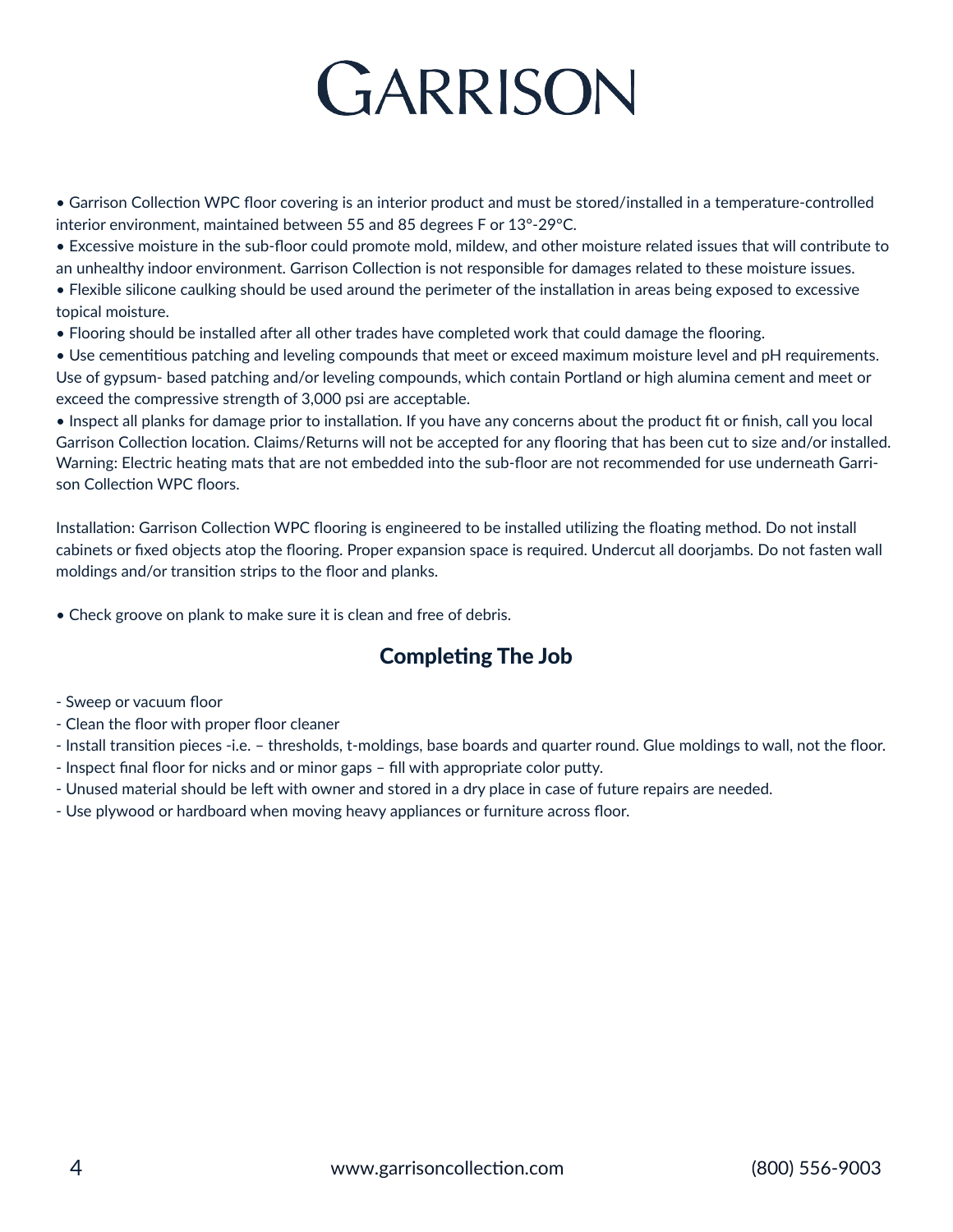# GARRISON

- Garrison Collection WPC floor covering is an interior product and must be stored/installed in a temperature-controlled interior environment, maintained between 55 and 85 degrees F or 13°-29°C.
- Excessive moisture in the sub-floor could promote mold, mildew, and other moisture related issues that will contribute to an unhealthy indoor environment. Garrison Collection is not responsible for damages related to these moisture issues.
- Flexible silicone caulking should be used around the perimeter of the installation in areas being exposed to excessive topical moisture.
- Flooring should be installed after all other trades have completed work that could damage the flooring.
- Use cementitious patching and leveling compounds that meet or exceed maximum moisture level and pH requirements. Use of gypsum- based patching and/or leveling compounds, which contain Portland or high alumina cement and meet or exceed the compressive strength of 3,000 psi are acceptable.
- Inspect all planks for damage prior to installation. If you have any concerns about the product fit or finish, call you local Garrison Collection location. Claims/Returns will not be accepted for any flooring that has been cut to size and/or installed.

Warning: Electric heating mats that are not embedded into the sub-floor are not recommended for use underneath Garrison Collection WPC floors.

Installation: Garrison Collection WPC flooring is engineered to be installed utilizing the floating method. Do not install cabinets or fixed objects atop the flooring. Proper expansion space is required. Undercut all doorjambs. Do not fasten wall moldings and/or transition strips to the floor and planks.

- Check groove on plank to make sure it is clean and free of debris.

## Completing The Job

- Sweep or vacuum floor
- Clean the floor with proper floor cleaner
- Install transition pieces -i.e. – thresholds, t-moldings, base boards and quarter round. Glue moldings to wall, not the floor.
- Inspect final floor for nicks and or minor gaps – fill with appropriate color putty.
- Unused material should be left with owner and stored in a dry place in case of future repairs are needed.
- Use plywood or hardboard when moving heavy appliances or furniture across floor.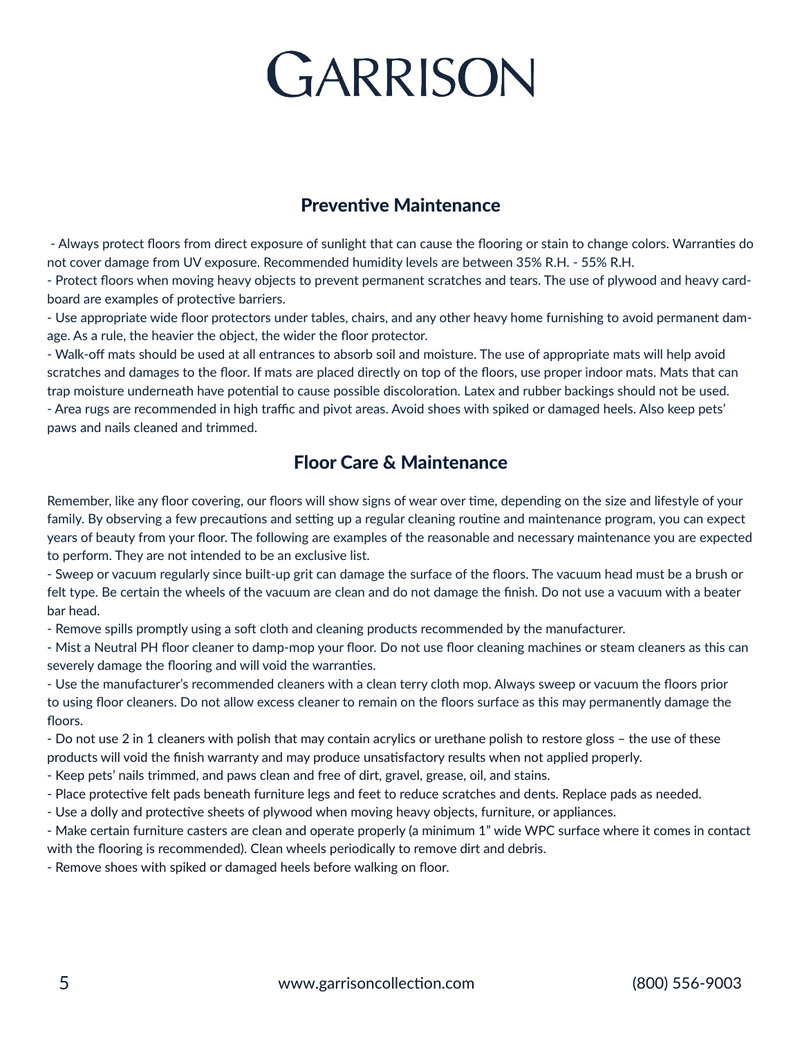# GARRISON

## Preventive Maintenance

- Always protect floors from direct exposure of sunlight that can cause the flooring or stain to change colors. Warranties do not cover damage from UV exposure. Recommended humidity levels are between 35% R.H. - 55% R.H.
- Protect floors when moving heavy objects to prevent permanent scratches and tears. The use of plywood and heavy cardboard are examples of protective barriers.
- Use appropriate wide floor protectors under tables, chairs, and any other heavy home furnishing to avoid permanent damage. As a rule, the heavier the object, the wider the floor protector.
- Walk-off mats should be used at all entrances to absorb soil and moisture. The use of appropriate mats will help avoid scratches and damages to the floor. If mats are placed directly on top of the floors, use proper indoor mats. Mats that can trap moisture underneath have potential to cause possible discoloration. Latex and rubber backings should not be used.
- Area rugs are recommended in high traffic and pivot areas. Avoid shoes with spiked or damaged heels. Also keep pets' paws and nails cleaned and trimmed.

## Floor Care & Maintenance

Remember, like any floor covering, our floors will show signs of wear over time, depending on the size and lifestyle of your family. By observing a few precautions and setting up a regular cleaning routine and maintenance program, you can expect years of beauty from your floor. The following are examples of the reasonable and necessary maintenance you are expected to perform. They are not intended to be an exclusive list.

- Sweep or vacuum regularly since built-up grit can damage the surface of the floors. The vacuum head must be a brush or felt type. Be certain the wheels of the vacuum are clean and do not damage the finish. Do not use a vacuum with a beater bar head.
- Remove spills promptly using a soft cloth and cleaning products recommended by the manufacturer.
- Mist a Neutral PH floor cleaner to damp-mop your floor. Do not use floor cleaning machines or steam cleaners as this can severely damage the flooring and will void the warranties.
- Use the manufacturer's recommended cleaners with a clean terry cloth mop. Always sweep or vacuum the floors prior to using floor cleaners. Do not allow excess cleaner to remain on the floors surface as this may permanently damage the floors.
- Do not use 2 in 1 cleaners with polish that may contain acrylics or urethane polish to restore gloss – the use of these products will void the finish warranty and may produce unsatisfactory results when not applied properly.
- Keep pets' nails trimmed, and paws clean and free of dirt, gravel, grease, oil, and stains.
- Place protective felt pads beneath furniture legs and feet to reduce scratches and dents. Replace pads as needed.
- Use a dolly and protective sheets of plywood when moving heavy objects, furniture, or appliances.
- Make certain furniture casters are clean and operate properly (a minimum 1" wide WPC surface where it comes in contact with the flooring is recommended). Clean wheels periodically to remove dirt and debris.
- Remove shoes with spiked or damaged heels before walking on floor.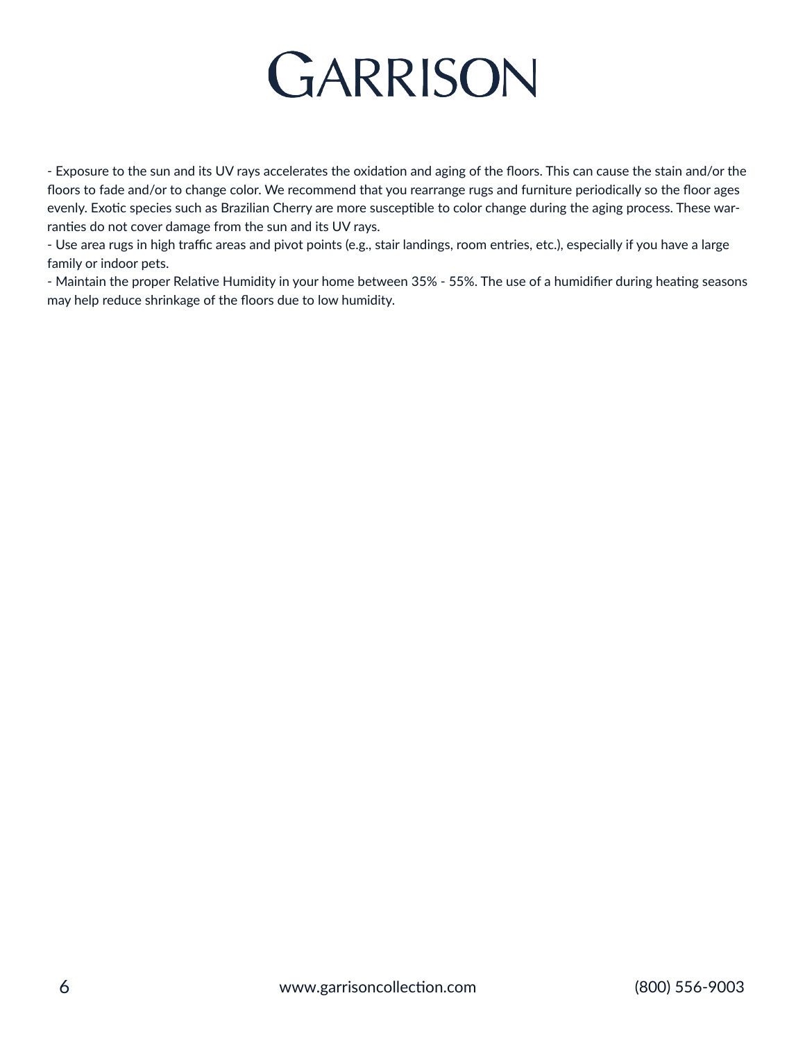- Exposure to the sun and its UV rays accelerates the oxidation and aging of the floors. This can cause the stain and/or the floors to fade and/or to change color. We recommend that you rearrange rugs and furniture periodically so the floor ages evenly. Exotic species such as Brazilian Cherry are more susceptible to color change during the aging process. These warranties do not cover damage from the sun and its UV rays.
- Use area rugs in high traffic areas and pivot points (e.g., stair landings, room entries, etc.), especially if you have a large family or indoor pets.
- Maintain the proper Relative Humidity in your home between 35% - 55%. The use of a humidifier during heating seasons may help reduce shrinkage of the floors due to low humidity.